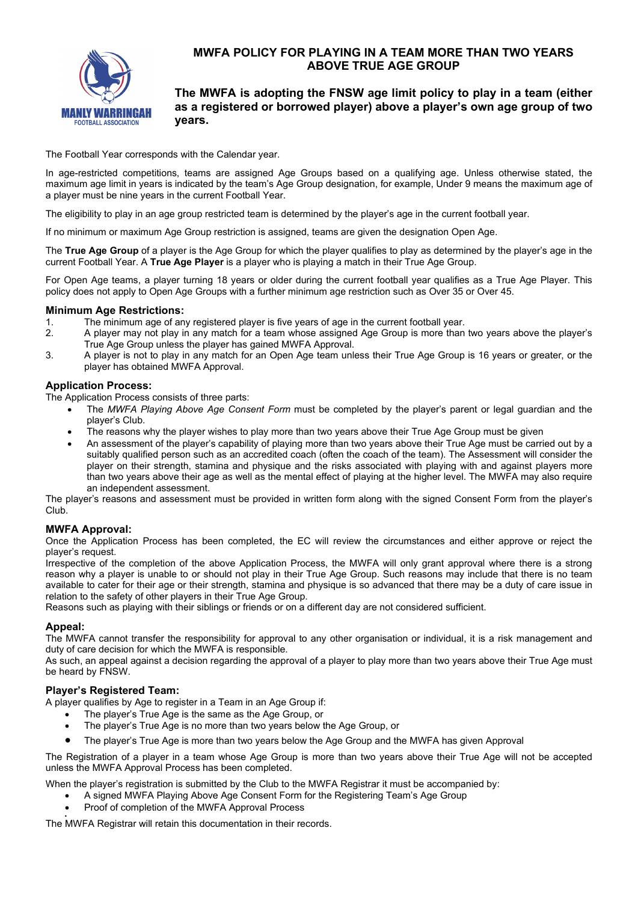# MWFA POLICY FOR PLAYING IN A TEAM MORE THAN TWO YEARS ABOVE TRUE AGE GROUP

**The MWFA is adopting the FNSW age limit policy to play in a team (either as a registered or borrowed player) above a player's own age group of two years.**

The Football Year corresponds with the Calendar year.

In age-restricted competitions, teams are assigned Age Groups based on a qualifying age. Unless otherwise stated, the maximum age limit in years is indicated by the team's Age Group designation, for example, Under 9 means the maximum age of a player must be nine years in the current Football Year.

The eligibility to play in an age group restricted team is determined by the player's age in the current football year.

If no minimum or maximum Age Group restriction is assigned, teams are given the designation Open Age.

The **True Age Group** of a player is the Age Group for which the player qualifies to play as determined by the player's age in the current Football Year. A **True Age Player** is a player who is playing a match in their True Age Group.

For Open Age teams, a player turning 18 years or older during the current football year qualifies as a True Age Player. This policy does not apply to Open Age Groups with a further minimum age restriction such as Over 35 or Over 45.

## Minimum Age Restrictions:

1. The minimum age of any registered player is five years of age in the current football year.
2. A player may not play in any match for a team whose assigned Age Group is more than two years above the player's True Age Group unless the player has gained MWFA Approval.
3. A player is not to play in any match for an Open Age team unless their True Age Group is 16 years or greater, or the player has obtained MWFA Approval.

## Application Process:

The Application Process consists of three parts:

- The *MWFA Playing Above Age Consent Form* must be completed by the player's parent or legal guardian and the player's Club.
- The reasons why the player wishes to play more than two years above their True Age Group must be given
- An assessment of the player's capability of playing more than two years above their True Age must be carried out by a suitably qualified person such as an accredited coach (often the coach of the team). The Assessment will consider the player on their strength, stamina and physique and the risks associated with playing with and against players more than two years above their age as well as the mental effect of playing at the higher level. The MWFA may also require an independent assessment.

The player's reasons and assessment must be provided in written form along with the signed Consent Form from the player's Club.

## MWFA Approval:

Once the Application Process has been completed, the EC will review the circumstances and either approve or reject the player's request.

Irrespective of the completion of the above Application Process, the MWFA will only grant approval where there is a strong reason why a player is unable to or should not play in their True Age Group. Such reasons may include that there is no team available to cater for their age or their strength, stamina and physique is so advanced that there may be a duty of care issue in relation to the safety of other players in their True Age Group.

Reasons such as playing with their siblings or friends or on a different day are not considered sufficient.

## Appeal:

The MWFA cannot transfer the responsibility for approval to any other organisation or individual, it is a risk management and duty of care decision for which the MWFA is responsible.

As such, an appeal against a decision regarding the approval of a player to play more than two years above their True Age must be heard by FNSW.

## Player's Registered Team:

A player qualifies by Age to register in a Team in an Age Group if:

- The player's True Age is the same as the Age Group, or
- The player's True Age is no more than two years below the Age Group, or
- The player's True Age is more than two years below the Age Group and the MWFA has given Approval

The Registration of a player in a team whose Age Group is more than two years above their True Age will not be accepted unless the MWFA Approval Process has been completed.

When the player's registration is submitted by the Club to the MWFA Registrar it must be accompanied by:

- A signed MWFA Playing Above Age Consent Form for the Registering Team's Age Group
- Proof of completion of the MWFA Approval Process

The MWFA Registrar will retain this documentation in their records.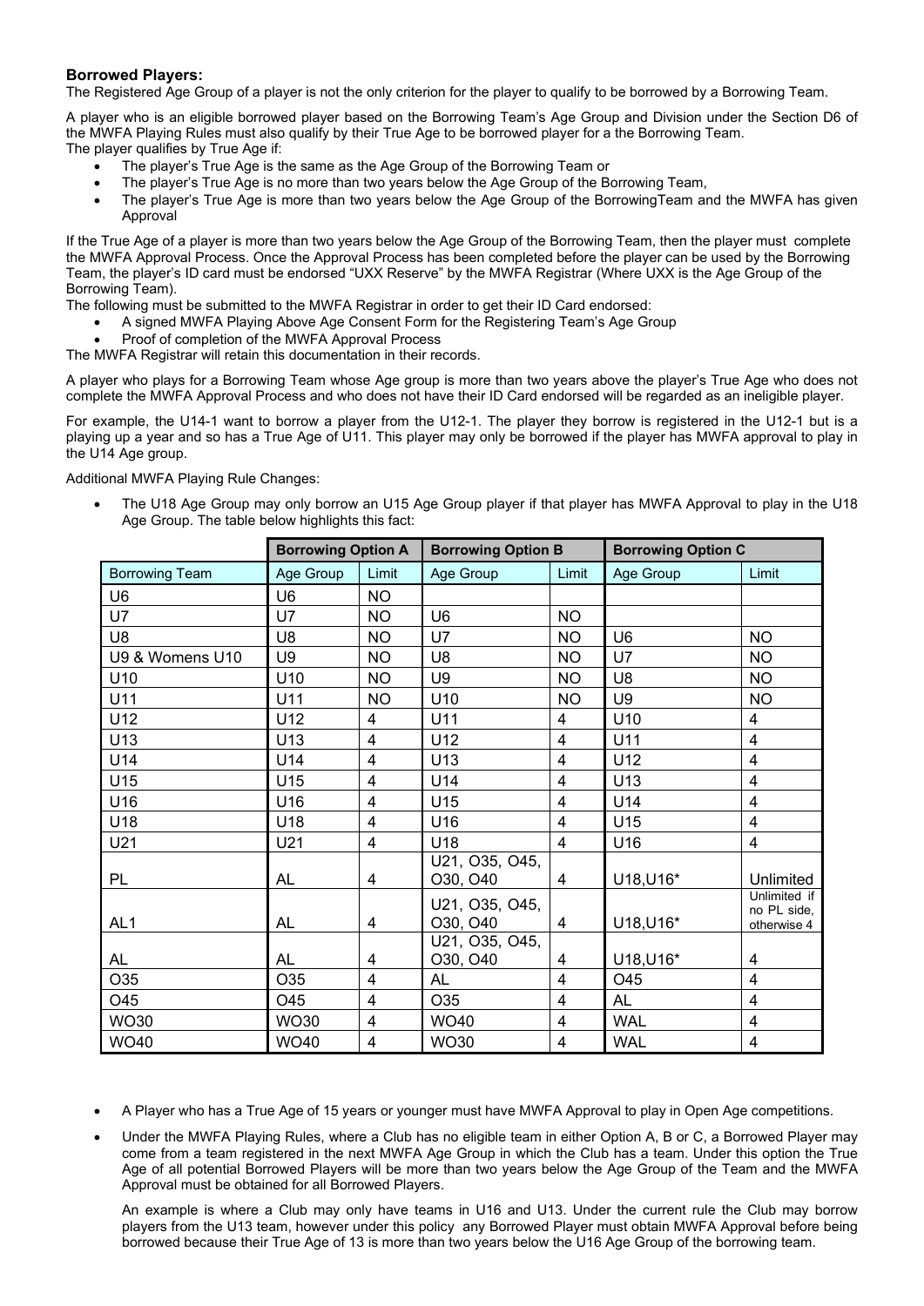**Borrowed Players:**

The Registered Age Group of a player is not the only criterion for the player to qualify to be borrowed by a Borrowing Team.

A player who is an eligible borrowed player based on the Borrowing Team's Age Group and Division under the Section D6 of the MWFA Playing Rules must also qualify by their True Age to be borrowed player for a the Borrowing Team.
The player qualifies by True Age if:

- The player's True Age is the same as the Age Group of the Borrowing Team or
- The player's True Age is no more than two years below the Age Group of the Borrowing Team,
- The player's True Age is more than two years below the Age Group of the BorrowingTeam and the MWFA has given Approval

If the True Age of a player is more than two years below the Age Group of the Borrowing Team, then the player must complete the MWFA Approval Process. Once the Approval Process has been completed before the player can be used by the Borrowing Team, the player's ID card must be endorsed "UXX Reserve" by the MWFA Registrar (Where UXX is the Age Group of the Borrowing Team).
The following must be submitted to the MWFA Registrar in order to get their ID Card endorsed:

- A signed MWFA Playing Above Age Consent Form for the Registering Team's Age Group
- Proof of completion of the MWFA Approval Process

The MWFA Registrar will retain this documentation in their records.

A player who plays for a Borrowing Team whose Age group is more than two years above the player's True Age who does not complete the MWFA Approval Process and who does not have their ID Card endorsed will be regarded as an ineligible player.

For example, the U14-1 want to borrow a player from the U12-1. The player they borrow is registered in the U12-1 but is a playing up a year and so has a True Age of U11. This player may only be borrowed if the player has MWFA approval to play in the U14 Age group.

Additional MWFA Playing Rule Changes:

- The U18 Age Group may only borrow an U15 Age Group player if that player has MWFA Approval to play in the U18 Age Group. The table below highlights this fact:

| | Borrowing Option A | | Borrowing Option B | | Borrowing Option C | |
|---|---|---|---|---|---|---|
| Borrowing Team | Age Group | Limit | Age Group | Limit | Age Group | Limit |
| U6 | U6 | NO | | | | |
| U7 | U7 | NO | U6 | NO | | |
| U8 | U8 | NO | U7 | NO | U6 | NO |
| U9 & Womens U10 | U9 | NO | U8 | NO | U7 | NO |
| U10 | U10 | NO | U9 | NO | U8 | NO |
| U11 | U11 | NO | U10 | NO | U9 | NO |
| U12 | U12 | 4 | U11 | 4 | U10 | 4 |
| U13 | U13 | 4 | U12 | 4 | U11 | 4 |
| U14 | U14 | 4 | U13 | 4 | U12 | 4 |
| U15 | U15 | 4 | U14 | 4 | U13 | 4 |
| U16 | U16 | 4 | U15 | 4 | U14 | 4 |
| U18 | U18 | 4 | U16 | 4 | U15 | 4 |
| U21 | U21 | 4 | U18 | 4 | U16 | 4 |
| PL | AL | 4 | U21, O35, O45, O30, O40 | 4 | U18,U16* | Unlimited |
| AL1 | AL | 4 | U21, O35, O45, O30, O40 | 4 | U18,U16* | Unlimited if no PL side, otherwise 4 |
| AL | AL | 4 | U21, O35, O45, O30, O40 | 4 | U18,U16* | 4 |
| O35 | O35 | 4 | AL | 4 | O45 | 4 |
| O45 | O45 | 4 | O35 | 4 | AL | 4 |
| WO30 | WO30 | 4 | WO40 | 4 | WAL | 4 |
| WO40 | WO40 | 4 | WO30 | 4 | WAL | 4 |

- A Player who has a True Age of 15 years or younger must have MWFA Approval to play in Open Age competitions.
- Under the MWFA Playing Rules, where a Club has no eligible team in either Option A, B or C, a Borrowed Player may come from a team registered in the next MWFA Age Group in which the Club has a team. Under this option the True Age of all potential Borrowed Players will be more than two years below the Age Group of the Team and the MWFA Approval must be obtained for all Borrowed Players.

  An example is where a Club may only have teams in U16 and U13. Under the current rule the Club may borrow players from the U13 team, however under this policy any Borrowed Player must obtain MWFA Approval before being borrowed because their True Age of 13 is more than two years below the U16 Age Group of the borrowing team.